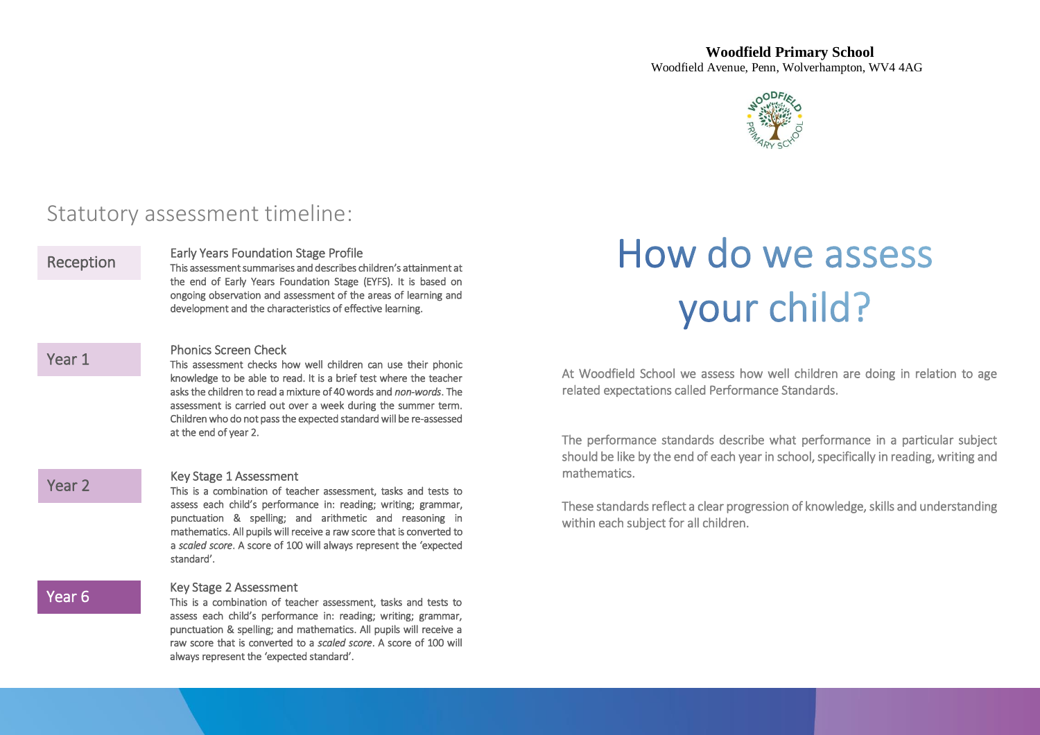**Woodfield Primary School**
Woodfield Avenue, Penn, Wolverhampton, WV4 4AG

# How do we assess your child?

At Woodfield School we assess how well children are doing in relation to age related expectations called Performance Standards.

The performance standards describe what performance in a particular subject should be like by the end of each year in school, specifically in reading, writing and mathematics.

These standards reflect a clear progression of knowledge, skills and understanding within each subject for all children.

## Statutory assessment timeline:

### Reception

**Early Years Foundation Stage Profile**

This assessment summarises and describes children's attainment at the end of Early Years Foundation Stage (EYFS). It is based on ongoing observation and assessment of the areas of learning and development and the characteristics of effective learning.

### Year 1

**Phonics Screen Check**

This assessment checks how well children can use their phonic knowledge to be able to read. It is a brief test where the teacher asks the children to read a mixture of 40 words and *non-words*. The assessment is carried out over a week during the summer term. Children who do not pass the expected standard will be re-assessed at the end of year 2.

### Year 2

**Key Stage 1 Assessment**

This is a combination of teacher assessment, tasks and tests to assess each child's performance in: reading; writing; grammar, punctuation & spelling; and arithmetic and reasoning in mathematics. All pupils will receive a raw score that is converted to a *scaled score*. A score of 100 will always represent the 'expected standard'.

### Year 6

**Key Stage 2 Assessment**

This is a combination of teacher assessment, tasks and tests to assess each child's performance in: reading; writing; grammar, punctuation & spelling; and mathematics. All pupils will receive a raw score that is converted to a *scaled score*. A score of 100 will always represent the 'expected standard'.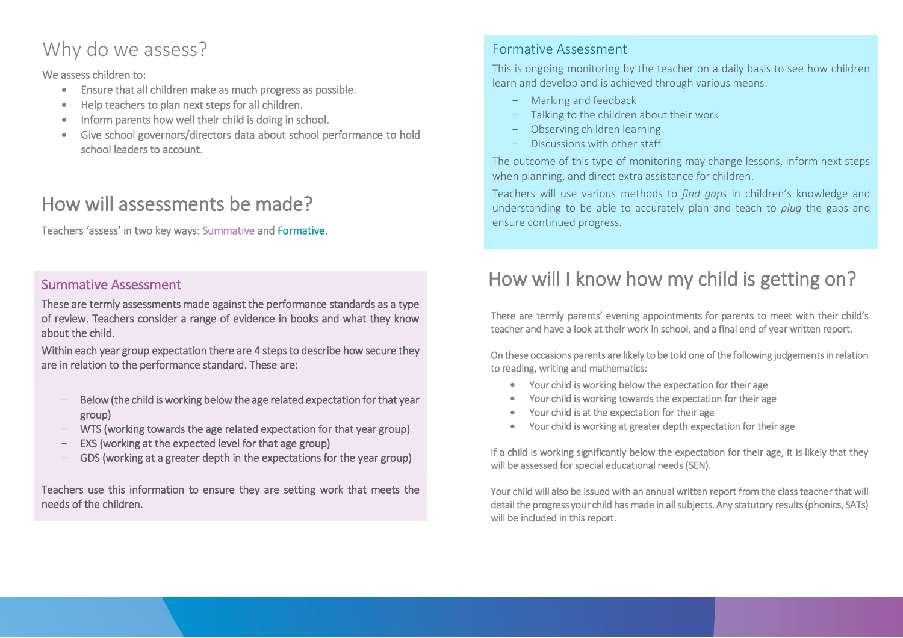# Why do we assess?

We assess children to:

- Ensure that all children make as much progress as possible.
- Help teachers to plan next steps for all children.
- Inform parents how well their child is doing in school.
- Give school governors/directors data about school performance to hold school leaders to account.

# How will assessments be made?

Teachers 'assess' in two key ways: Summative and Formative.

## Summative Assessment

These are termly assessments made against the performance standards as a type of review. Teachers consider a range of evidence in books and what they know about the child.

Within each year group expectation there are 4 steps to describe how secure they are in relation to the performance standard. These are:

- Below (the child is working below the age related expectation for that year group)
- WTS (working towards the age related expectation for that year group)
- EXS (working at the expected level for that age group)
- GDS (working at a greater depth in the expectations for the year group)

Teachers use this information to ensure they are setting work that meets the needs of the children.

## Formative Assessment

This is ongoing monitoring by the teacher on a daily basis to see how children learn and develop and is achieved through various means:

- Marking and feedback
- Talking to the children about their work
- Observing children learning
- Discussions with other staff

The outcome of this type of monitoring may change lessons, inform next steps when planning, and direct extra assistance for children.

Teachers will use various methods to *find gaps* in children's knowledge and understanding to be able to accurately plan and teach to *plug* the gaps and ensure continued progress.

# How will I know how my child is getting on?

There are termly parents' evening appointments for parents to meet with their child's teacher and have a look at their work in school, and a final end of year written report.

On these occasions parents are likely to be told one of the following judgements in relation to reading, writing and mathematics:

- Your child is working below the expectation for their age
- Your child is working towards the expectation for their age
- Your child is at the expectation for their age
- Your child is working at greater depth expectation for their age

If a child is working significantly below the expectation for their age, it is likely that they will be assessed for special educational needs (SEN).

Your child will also be issued with an annual written report from the class teacher that will detail the progress your child has made in all subjects. Any statutory results (phonics, SATs) will be included in this report.